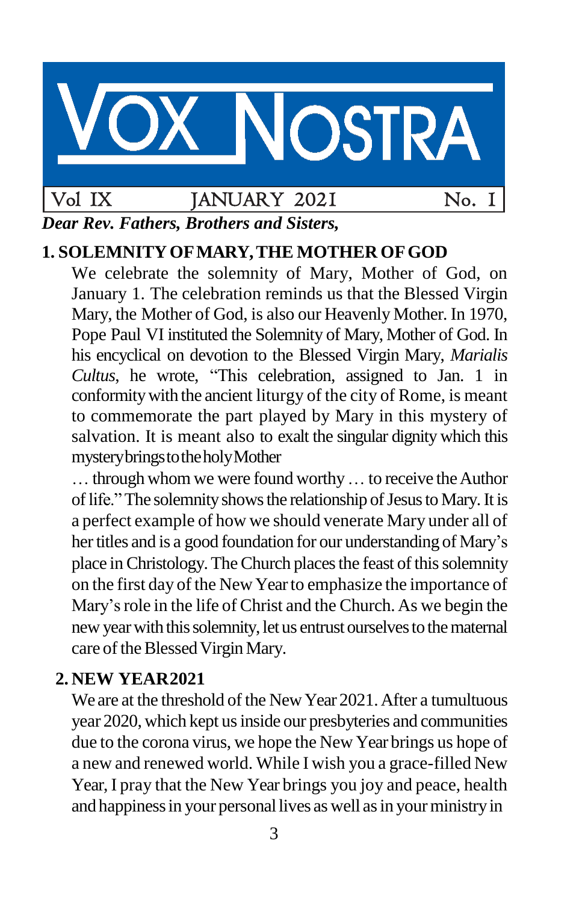# VOX NOSTRA

Vol IX JANUARY 2021 No. I

***Dear Rev. Fathers, Brothers and Sisters,***

## 1. SOLEMNITY OF MARY, THE MOTHER OF GOD

We celebrate the solemnity of Mary, Mother of God, on January 1. The celebration reminds us that the Blessed Virgin Mary, the Mother of God, is also our Heavenly Mother. In 1970, Pope Paul VI instituted the Solemnity of Mary, Mother of God. In his encyclical on devotion to the Blessed Virgin Mary, *Marialis Cultus*, he wrote, "This celebration, assigned to Jan. 1 in conformity with the ancient liturgy of the city of Rome, is meant to commemorate the part played by Mary in this mystery of salvation. It is meant also to exalt the singular dignity which this mystery brings to the holy Mother

… through whom we were found worthy … to receive the Author of life." The solemnity shows the relationship of Jesus to Mary. It is a perfect example of how we should venerate Mary under all of her titles and is a good foundation for our understanding of Mary's place in Christology. The Church places the feast of this solemnity on the first day of the New Year to emphasize the importance of Mary's role in the life of Christ and the Church. As we begin the new year with this solemnity, let us entrust ourselves to the maternal care of the Blessed Virgin Mary.

## 2. NEW YEAR 2021

We are at the threshold of the New Year 2021. After a tumultuous year 2020, which kept us inside our presbyteries and communities due to the corona virus, we hope the New Year brings us hope of a new and renewed world. While I wish you a grace-filled New Year, I pray that the New Year brings you joy and peace, health and happiness in your personal lives as well as in your ministry in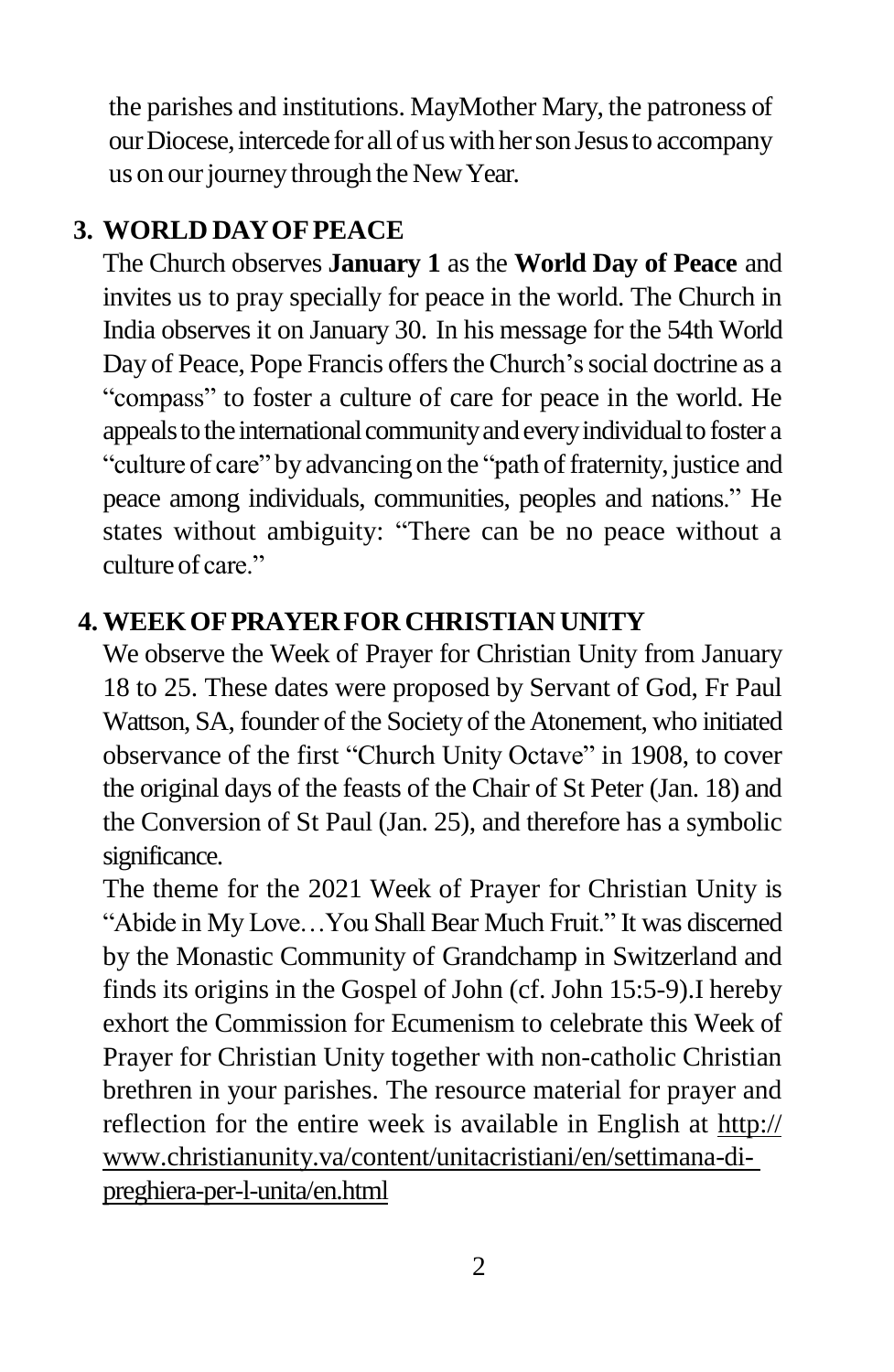the parishes and institutions. MayMother Mary, the patroness of our Diocese, intercede for all of us with her son Jesus to accompany us on our journey through the New Year.

## 3. WORLD DAY OF PEACE

The Church observes **January 1** as the **World Day of Peace** and invites us to pray specially for peace in the world. The Church in India observes it on January 30. In his message for the 54th World Day of Peace, Pope Francis offers the Church's social doctrine as a "compass" to foster a culture of care for peace in the world. He appeals to the international community and every individual to foster a "culture of care" by advancing on the "path of fraternity, justice and peace among individuals, communities, peoples and nations." He states without ambiguity: "There can be no peace without a culture of care."

## 4. WEEK OF PRAYER FOR CHRISTIAN UNITY

We observe the Week of Prayer for Christian Unity from January 18 to 25. These dates were proposed by Servant of God, Fr Paul Wattson, SA, founder of the Society of the Atonement, who initiated observance of the first "Church Unity Octave" in 1908, to cover the original days of the feasts of the Chair of St Peter (Jan. 18) and the Conversion of St Paul (Jan. 25), and therefore has a symbolic significance.

The theme for the 2021 Week of Prayer for Christian Unity is "Abide in My Love…You Shall Bear Much Fruit." It was discerned by the Monastic Community of Grandchamp in Switzerland and finds its origins in the Gospel of John (cf. John 15:5-9).I hereby exhort the Commission for Ecumenism to celebrate this Week of Prayer for Christian Unity together with non-catholic Christian brethren in your parishes. The resource material for prayer and reflection for the entire week is available in English at http://www.christianunity.va/content/unitacristiani/en/settimana-di-preghiera-per-l-unita/en.html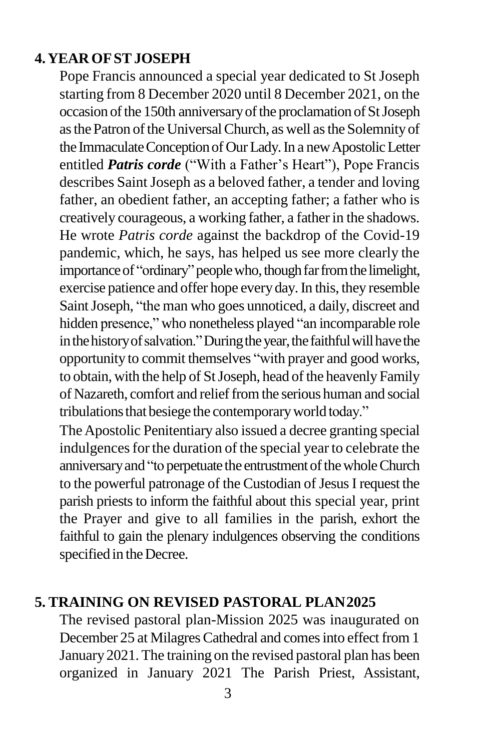## 4. YEAR OF ST JOSEPH

Pope Francis announced a special year dedicated to St Joseph starting from 8 December 2020 until 8 December 2021, on the occasion of the 150th anniversary of the proclamation of St Joseph as the Patron of the Universal Church, as well as the Solemnity of the Immaculate Conception of Our Lady. In a new Apostolic Letter entitled ***Patris corde*** ("With a Father's Heart"), Pope Francis describes Saint Joseph as a beloved father, a tender and loving father, an obedient father, an accepting father; a father who is creatively courageous, a working father, a father in the shadows. He wrote *Patris corde* against the backdrop of the Covid-19 pandemic, which, he says, has helped us see more clearly the importance of "ordinary" people who, though far from the limelight, exercise patience and offer hope every day. In this, they resemble Saint Joseph, "the man who goes unnoticed, a daily, discreet and hidden presence," who nonetheless played "an incomparable role in the history of salvation." During the year, the faithful will have the opportunity to commit themselves "with prayer and good works, to obtain, with the help of St Joseph, head of the heavenly Family of Nazareth, comfort and relief from the serious human and social tribulations that besiege the contemporary world today."

The Apostolic Penitentiary also issued a decree granting special indulgences for the duration of the special year to celebrate the anniversary and "to perpetuate the entrustment of the whole Church to the powerful patronage of the Custodian of Jesus I request the parish priests to inform the faithful about this special year, print the Prayer and give to all families in the parish, exhort the faithful to gain the plenary indulgences observing the conditions specified in the Decree.

## 5. TRAINING ON REVISED PASTORAL PLAN 2025

The revised pastoral plan-Mission 2025 was inaugurated on December 25 at Milagres Cathedral and comes into effect from 1 January 2021. The training on the revised pastoral plan has been organized in January 2021 The Parish Priest, Assistant,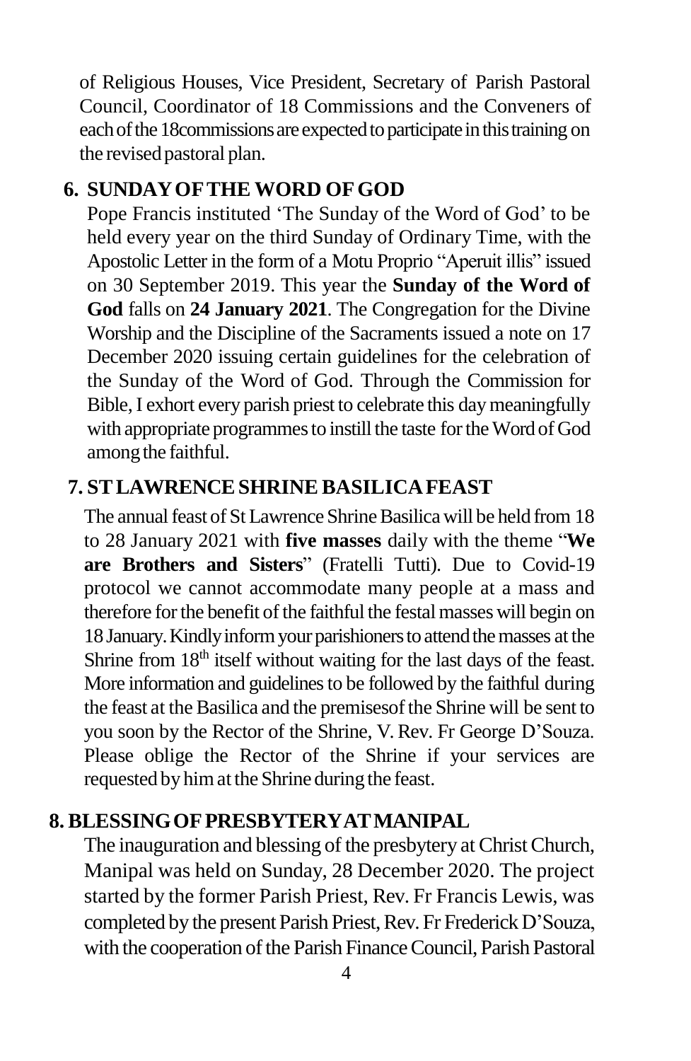of Religious Houses, Vice President, Secretary of Parish Pastoral Council, Coordinator of 18 Commissions and the Conveners of each of the 18commissions are expected to participate in this training on the revised pastoral plan.

## 6. SUNDAY OF THE WORD OF GOD

Pope Francis instituted 'The Sunday of the Word of God' to be held every year on the third Sunday of Ordinary Time, with the Apostolic Letter in the form of a Motu Proprio "Aperuit illis" issued on 30 September 2019. This year the **Sunday of the Word of God** falls on **24 January 2021**. The Congregation for the Divine Worship and the Discipline of the Sacraments issued a note on 17 December 2020 issuing certain guidelines for the celebration of the Sunday of the Word of God. Through the Commission for Bible, I exhort every parish priest to celebrate this day meaningfully with appropriate programmes to instill the taste for the Word of God among the faithful.

## 7. ST LAWRENCE SHRINE BASILICA FEAST

The annual feast of St Lawrence Shrine Basilica will be held from 18 to 28 January 2021 with **five masses** daily with the theme "**We are Brothers and Sisters**" (Fratelli Tutti). Due to Covid-19 protocol we cannot accommodate many people at a mass and therefore for the benefit of the faithful the festal masses will begin on 18 January. Kindly inform your parishioners to attend the masses at the Shrine from 18th itself without waiting for the last days of the feast. More information and guidelines to be followed by the faithful during the feast at the Basilica and the premisesof the Shrine will be sent to you soon by the Rector of the Shrine, V. Rev. Fr George D'Souza. Please oblige the Rector of the Shrine if your services are requested by him at the Shrine during the feast.

## 8. BLESSING OF PRESBYTERY AT MANIPAL

The inauguration and blessing of the presbytery at Christ Church, Manipal was held on Sunday, 28 December 2020. The project started by the former Parish Priest, Rev. Fr Francis Lewis, was completed by the present Parish Priest, Rev. Fr Frederick D'Souza, with the cooperation of the Parish Finance Council, Parish Pastoral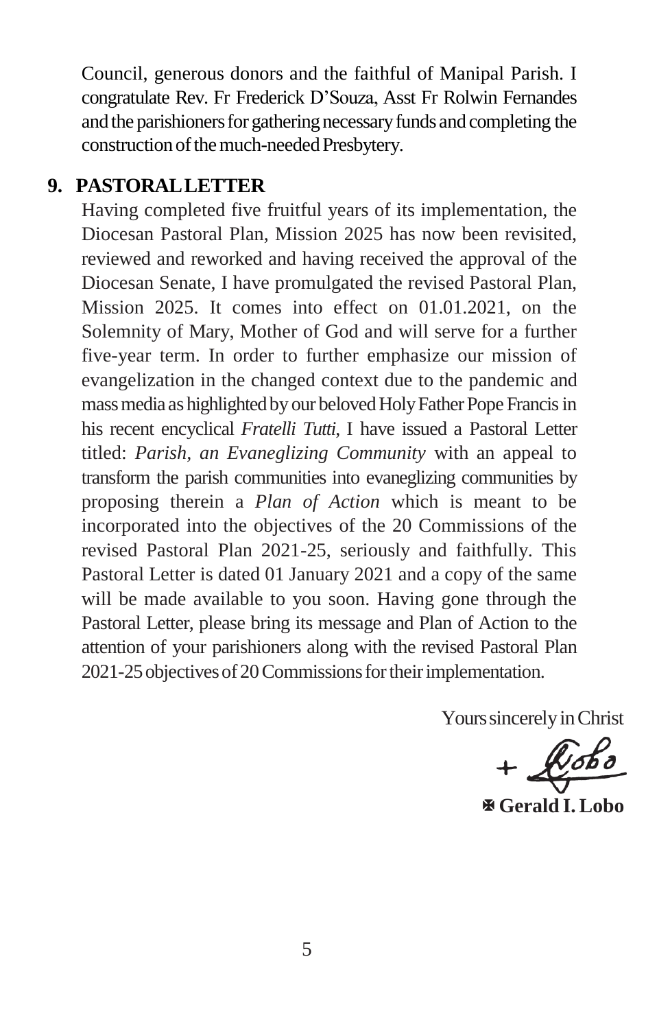Council, generous donors and the faithful of Manipal Parish. I congratulate Rev. Fr Frederick D'Souza, Asst Fr Rolwin Fernandes and the parishioners for gathering necessary funds and completing the construction of the much-needed Presbytery.

## 9. PASTORAL LETTER

Having completed five fruitful years of its implementation, the Diocesan Pastoral Plan, Mission 2025 has now been revisited, reviewed and reworked and having received the approval of the Diocesan Senate, I have promulgated the revised Pastoral Plan, Mission 2025. It comes into effect on 01.01.2021, on the Solemnity of Mary, Mother of God and will serve for a further five-year term. In order to further emphasize our mission of evangelization in the changed context due to the pandemic and mass media as highlighted by our beloved Holy Father Pope Francis in his recent encyclical *Fratelli Tutti*, I have issued a Pastoral Letter titled: *Parish, an Evaneglizing Community* with an appeal to transform the parish communities into evaneglizing communities by proposing therein a *Plan of Action* which is meant to be incorporated into the objectives of the 20 Commissions of the revised Pastoral Plan 2021-25, seriously and faithfully. This Pastoral Letter is dated 01 January 2021 and a copy of the same will be made available to you soon. Having gone through the Pastoral Letter, please bring its message and Plan of Action to the attention of your parishioners along with the revised Pastoral Plan 2021-25 objectives of 20 Commissions for their implementation.

Yours sincerely in Christ

+ Lobo

✠ **Gerald I. Lobo**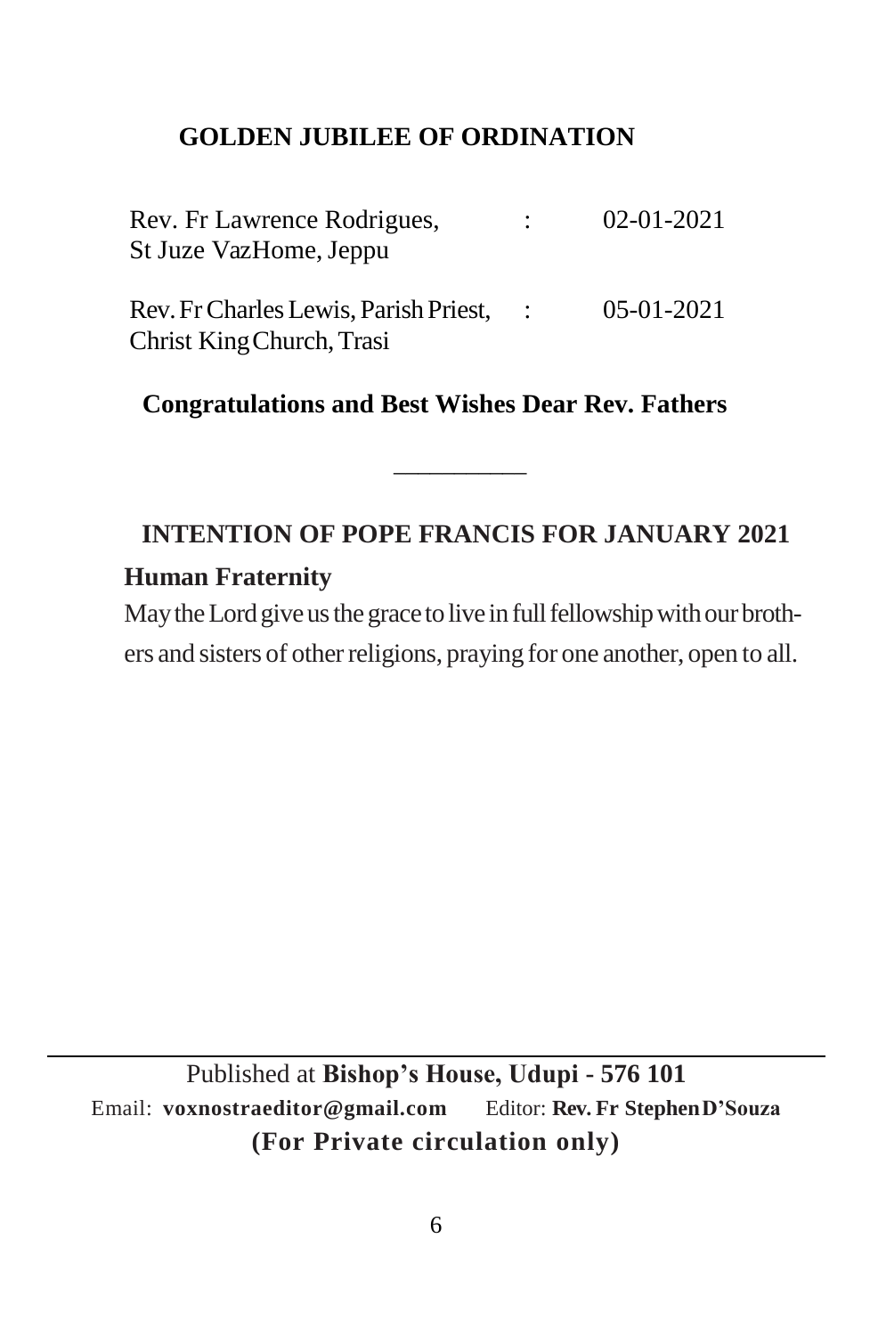## GOLDEN JUBILEE OF ORDINATION

| | | |
|---|---|---|
| Rev. Fr Lawrence Rodrigues, St Juze VazHome, Jeppu | : | 02-01-2021 |
| Rev. Fr Charles Lewis, Parish Priest, Christ King Church, Trasi | : | 05-01-2021 |

**Congratulations and Best Wishes Dear Rev. Fathers**

---

## INTENTION OF POPE FRANCIS FOR JANUARY 2021

**Human Fraternity**

May the Lord give us the grace to live in full fellowship with our brothers and sisters of other religions, praying for one another, open to all.

---

Published at **Bishop's House, Udupi - 576 101**

Email: **voxnostraeditor@gmail.com** Editor: **Rev. Fr StephenD'Souza**

**(For Private circulation only)**